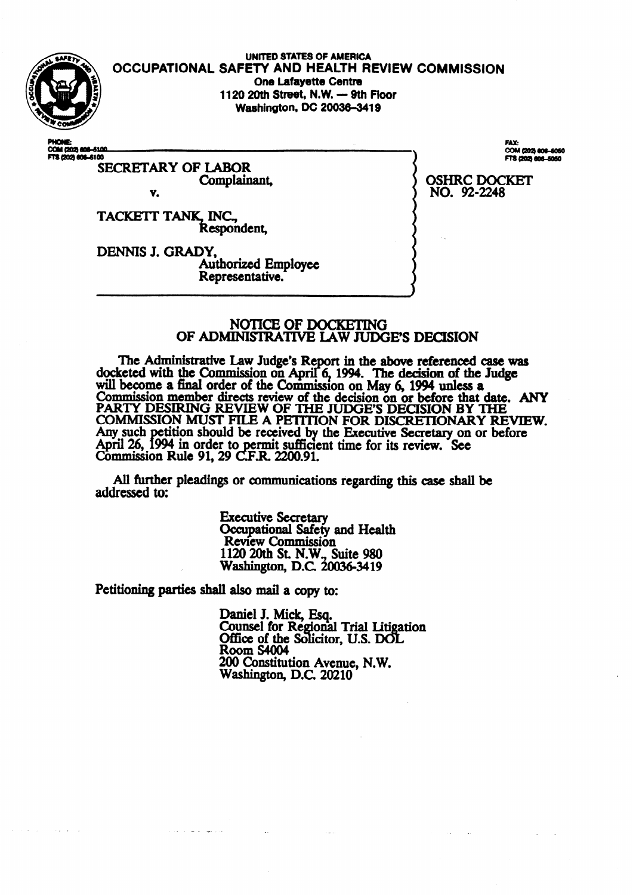UNITED STATES OF AMERICA

# OCCUPATIONAL SAFETY AND HEALTH REVIEW COMMISSION

One Lafayette Centre
1120 20th Street, N.W. — 9th Floor
Washington, DC 20036-3419

PHONE:
COM (202) 606-5100
FTS (202) 606-5100

FAX:
COM (202) 606-5050
FTS (202) 606-5050

SECRETARY OF LABOR
Complainant,

v.

TACKETT TANK, INC.,
Respondent,

DENNIS J. GRADY,
Authorized Employee
Representative.

OSHRC DOCKET
NO. 92-2248

## NOTICE OF DOCKETING OF ADMINISTRATIVE LAW JUDGE'S DECISION

The Administrative Law Judge's Report in the above referenced case was docketed with the Commission on April 6, 1994. The decision of the Judge will become a final order of the Commission on May 6, 1994 unless a Commission member directs review of the decision on or before that date. **ANY PARTY DESIRING REVIEW OF THE JUDGE'S DECISION BY THE COMMISSION MUST FILE A PETITION FOR DISCRETIONARY REVIEW.** Any such petition should be received by the Executive Secretary on or before April 26, 1994 in order to permit sufficient time for its review. See Commission Rule 91, 29 C.F.R. 2200.91.

All further pleadings or communications regarding this case shall be addressed to:

Executive Secretary
Occupational Safety and Health
Review Commission
1120 20th St. N.W., Suite 980
Washington, D.C. 20036-3419

Petitioning parties shall also mail a copy to:

Daniel J. Mick, Esq.
Counsel for Regional Trial Litigation
Office of the Solicitor, U.S. DOL
Room S4004
200 Constitution Avenue, N.W.
Washington, D.C. 20210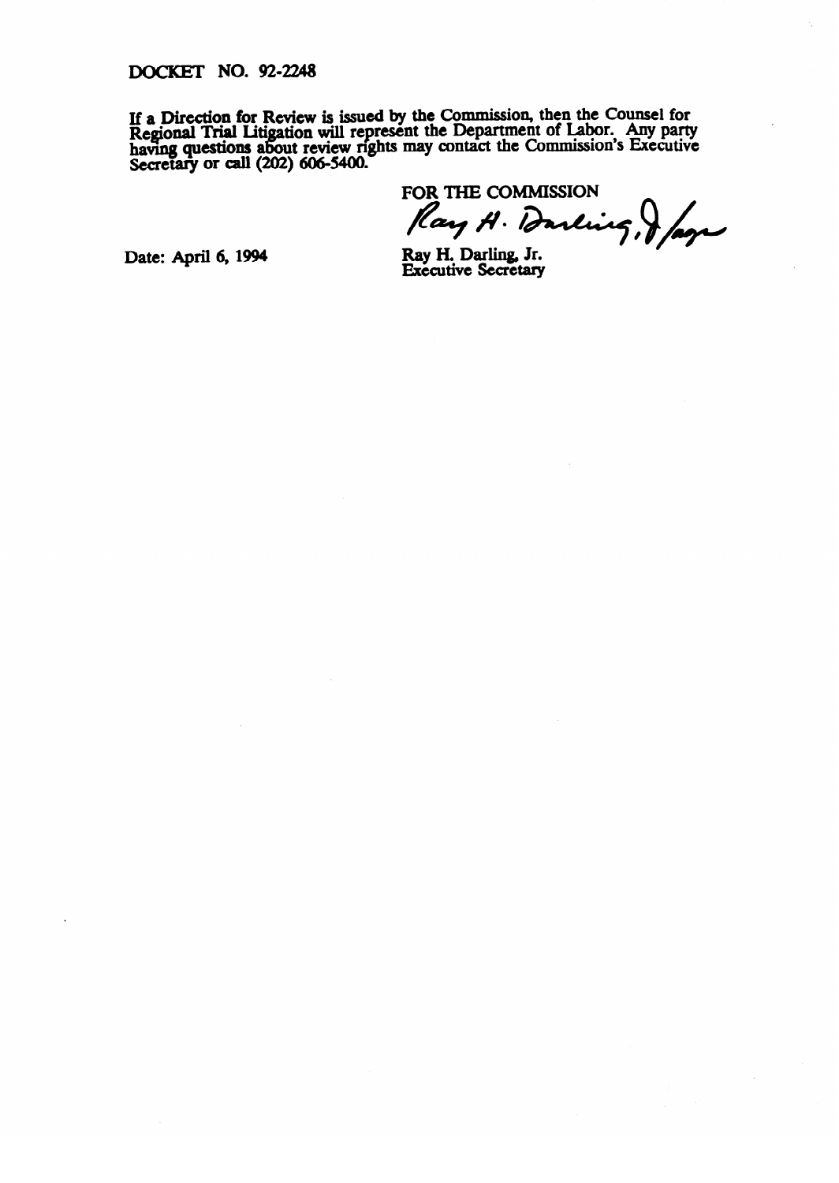DOCKET NO. 92-2248

If a Direction for Review is issued by the Commission, then the Counsel for Regional Trial Litigation will represent the Department of Labor. Any party having questions about review rights may contact the Commission's Executive Secretary or call (202) 606-5400.

FOR THE COMMISSION

Ray H. Darling, Jr.

Date: April 6, 1994

Ray H. Darling, Jr.
Executive Secretary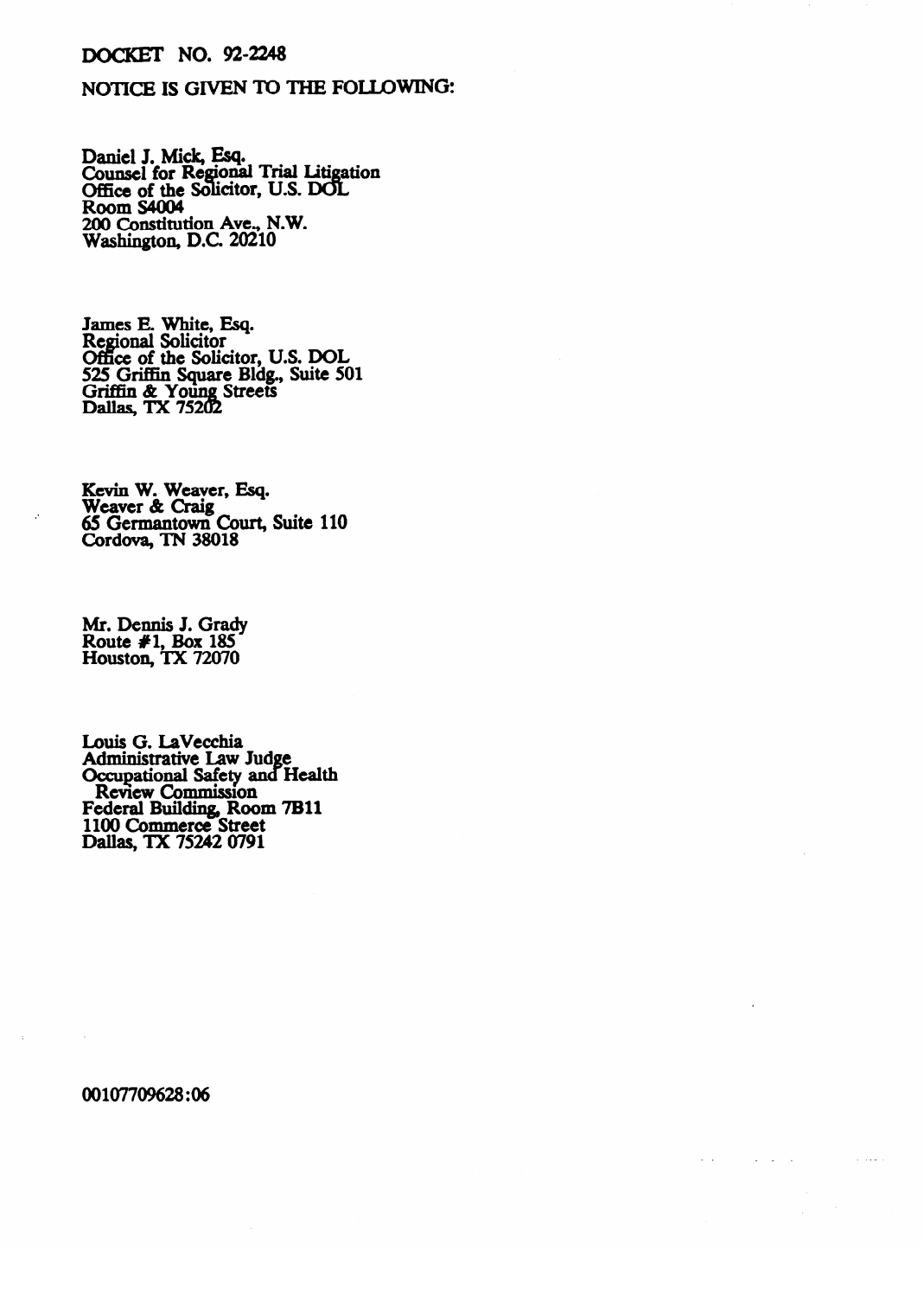DOCKET NO. 92-2248

NOTICE IS GIVEN TO THE FOLLOWING:

Daniel J. Mick, Esq.
Counsel for Regional Trial Litigation
Office of the Solicitor, U.S. DOL
Room S4004
200 Constitution Ave., N.W.
Washington, D.C. 20210

James E. White, Esq.
Regional Solicitor
Office of the Solicitor, U.S. DOL
525 Griffin Square Bldg., Suite 501
Griffin & Young Streets
Dallas, TX 75202

Kevin W. Weaver, Esq.
Weaver & Craig
65 Germantown Court, Suite 110
Cordova, TN 38018

Mr. Dennis J. Grady
Route #1, Box 185
Houston, TX 72070

Louis G. LaVecchia
Administrative Law Judge
Occupational Safety and Health
Review Commission
Federal Building, Room 7B11
1100 Commerce Street
Dallas, TX 75242 0791

00107709628:06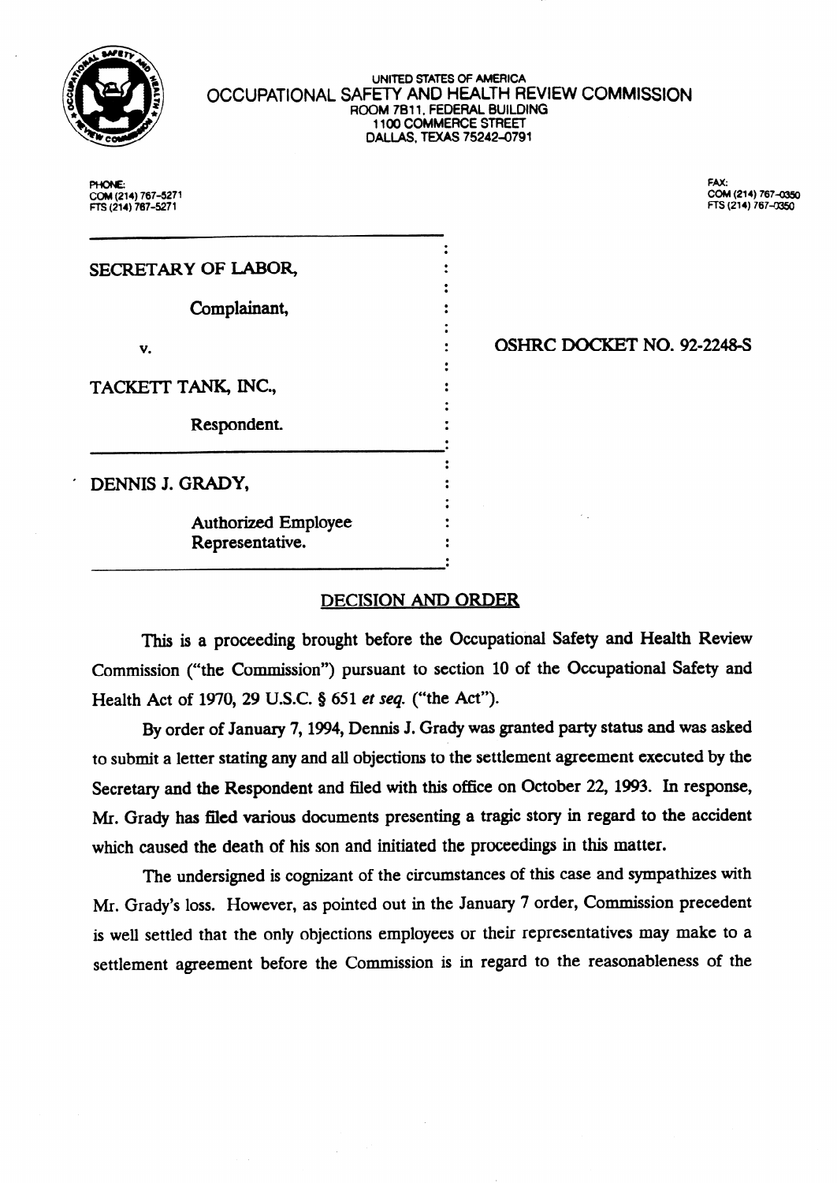UNITED STATES OF AMERICA
OCCUPATIONAL SAFETY AND HEALTH REVIEW COMMISSION
ROOM 7B11, FEDERAL BUILDING
1100 COMMERCE STREET
DALLAS, TEXAS 75242-0791

PHONE:
COM (214) 767-5271
FTS (214) 767-5271

FAX:
COM (214) 767-0350
FTS (214) 767-0350

| | |
|---|---|
| SECRETARY OF LABOR, Complainant, v. TACKETT TANK, INC., Respondent. | OSHRC DOCKET NO. 92-2248-S |
| DENNIS J. GRADY, Authorized Employee Representative. | |

## DECISION AND ORDER

This is a proceeding brought before the Occupational Safety and Health Review Commission ("the Commission") pursuant to section 10 of the Occupational Safety and Health Act of 1970, 29 U.S.C. § 651 *et seq.* ("the Act").

By order of January 7, 1994, Dennis J. Grady was granted party status and was asked to submit a letter stating any and all objections to the settlement agreement executed by the Secretary and the Respondent and filed with this office on October 22, 1993. In response, Mr. Grady has filed various documents presenting a tragic story in regard to the accident which caused the death of his son and initiated the proceedings in this matter.

The undersigned is cognizant of the circumstances of this case and sympathizes with Mr. Grady's loss. However, as pointed out in the January 7 order, Commission precedent is well settled that the only objections employees or their representatives may make to a settlement agreement before the Commission is in regard to the reasonableness of the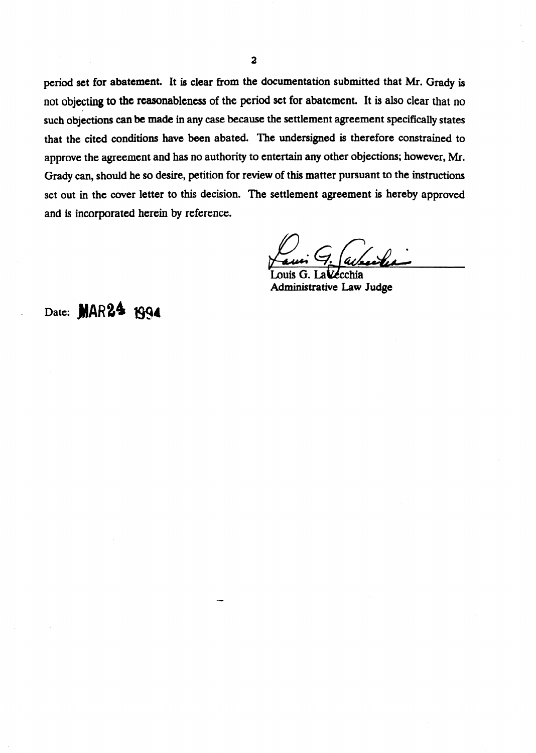period set for abatement. It is clear from the documentation submitted that Mr. Grady is not objecting to the reasonableness of the period set for abatement. It is also clear that no such objections can be made in any case because the settlement agreement specifically states that the cited conditions have been abated. The undersigned is therefore constrained to approve the agreement and has no authority to entertain any other objections; however, Mr. Grady can, should he so desire, petition for review of this matter pursuant to the instructions set out in the cover letter to this decision. The settlement agreement is hereby approved and is incorporated herein by reference.

Louis G. LaVecchia
Administrative Law Judge

Date: MAR 24 1994